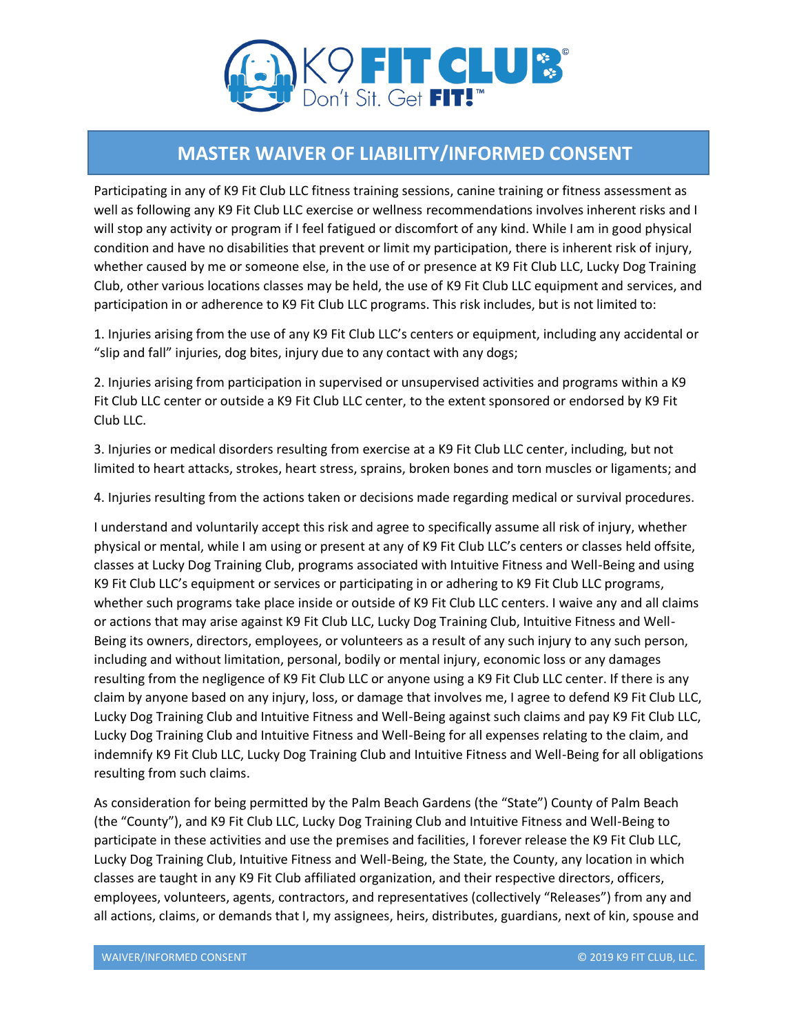# MASTER WAIVER OF LIABILITY/INFORMED CONSENT

Participating in any of K9 Fit Club LLC fitness training sessions, canine training or fitness assessment as well as following any K9 Fit Club LLC exercise or wellness recommendations involves inherent risks and I will stop any activity or program if I feel fatigued or discomfort of any kind. While I am in good physical condition and have no disabilities that prevent or limit my participation, there is inherent risk of injury, whether caused by me or someone else, in the use of or presence at K9 Fit Club LLC, Lucky Dog Training Club, other various locations classes may be held, the use of K9 Fit Club LLC equipment and services, and participation in or adherence to K9 Fit Club LLC programs. This risk includes, but is not limited to:

1. Injuries arising from the use of any K9 Fit Club LLC's centers or equipment, including any accidental or "slip and fall" injuries, dog bites, injury due to any contact with any dogs;

2. Injuries arising from participation in supervised or unsupervised activities and programs within a K9 Fit Club LLC center or outside a K9 Fit Club LLC center, to the extent sponsored or endorsed by K9 Fit Club LLC.

3. Injuries or medical disorders resulting from exercise at a K9 Fit Club LLC center, including, but not limited to heart attacks, strokes, heart stress, sprains, broken bones and torn muscles or ligaments; and

4. Injuries resulting from the actions taken or decisions made regarding medical or survival procedures.

I understand and voluntarily accept this risk and agree to specifically assume all risk of injury, whether physical or mental, while I am using or present at any of K9 Fit Club LLC's centers or classes held offsite, classes at Lucky Dog Training Club, programs associated with Intuitive Fitness and Well-Being and using K9 Fit Club LLC's equipment or services or participating in or adhering to K9 Fit Club LLC programs, whether such programs take place inside or outside of K9 Fit Club LLC centers. I waive any and all claims or actions that may arise against K9 Fit Club LLC, Lucky Dog Training Club, Intuitive Fitness and Well-Being its owners, directors, employees, or volunteers as a result of any such injury to any such person, including and without limitation, personal, bodily or mental injury, economic loss or any damages resulting from the negligence of K9 Fit Club LLC or anyone using a K9 Fit Club LLC center. If there is any claim by anyone based on any injury, loss, or damage that involves me, I agree to defend K9 Fit Club LLC, Lucky Dog Training Club and Intuitive Fitness and Well-Being against such claims and pay K9 Fit Club LLC, Lucky Dog Training Club and Intuitive Fitness and Well-Being for all expenses relating to the claim, and indemnify K9 Fit Club LLC, Lucky Dog Training Club and Intuitive Fitness and Well-Being for all obligations resulting from such claims.

As consideration for being permitted by the Palm Beach Gardens (the "State") County of Palm Beach (the "County"), and K9 Fit Club LLC, Lucky Dog Training Club and Intuitive Fitness and Well-Being to participate in these activities and use the premises and facilities, I forever release the K9 Fit Club LLC, Lucky Dog Training Club, Intuitive Fitness and Well-Being, the State, the County, any location in which classes are taught in any K9 Fit Club affiliated organization, and their respective directors, officers, employees, volunteers, agents, contractors, and representatives (collectively "Releases") from any and all actions, claims, or demands that I, my assignees, heirs, distributes, guardians, next of kin, spouse and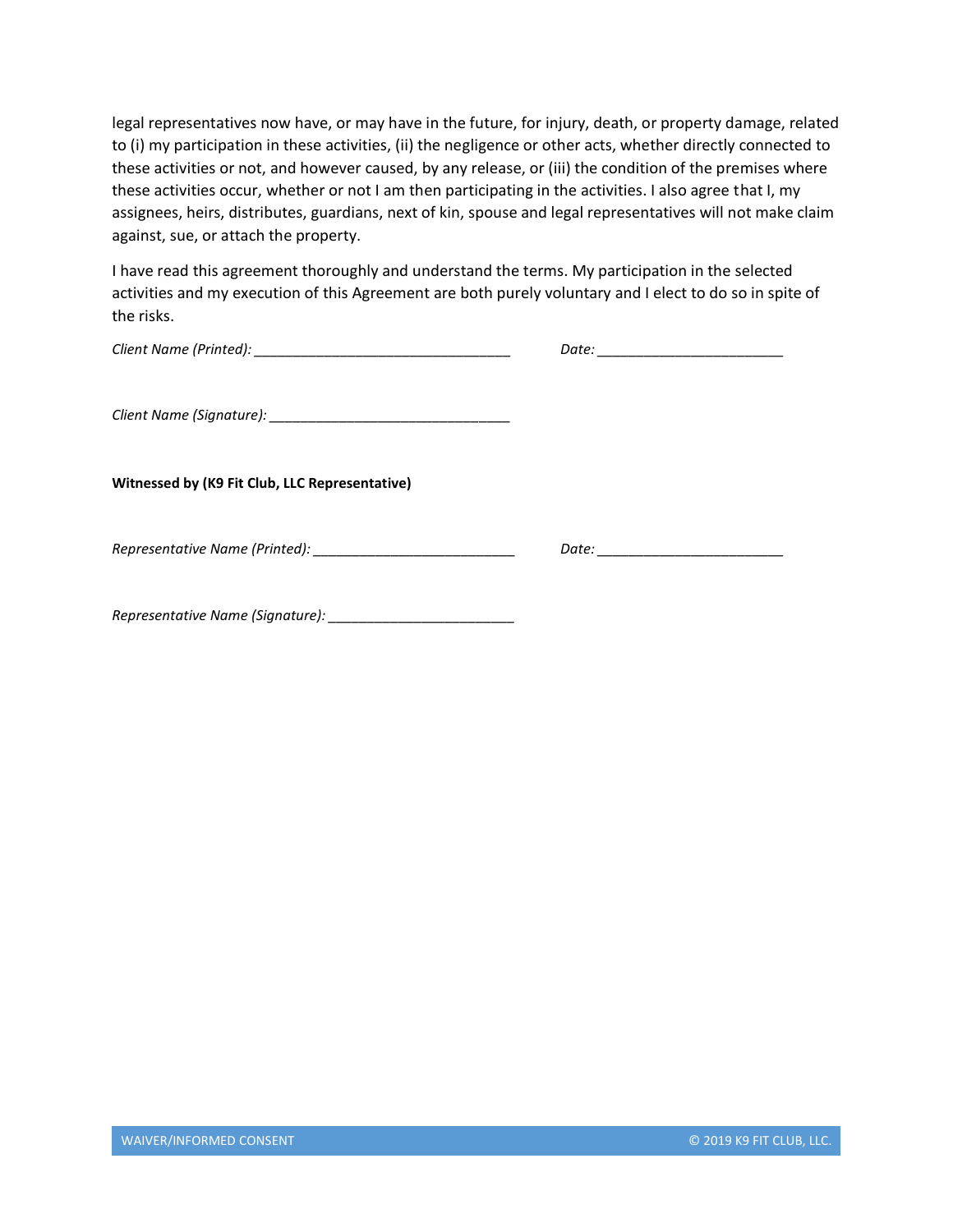legal representatives now have, or may have in the future, for injury, death, or property damage, related to (i) my participation in these activities, (ii) the negligence or other acts, whether directly connected to these activities or not, and however caused, by any release, or (iii) the condition of the premises where these activities occur, whether or not I am then participating in the activities. I also agree that I, my assignees, heirs, distributes, guardians, next of kin, spouse and legal representatives will not make claim against, sue, or attach the property.

I have read this agreement thoroughly and understand the terms. My participation in the selected activities and my execution of this Agreement are both purely voluntary and I elect to do so in spite of the risks.

*Client Name (Printed):* ________________________________ *Date:* ________________________

*Client Name (Signature):* ________________________________

**Witnessed by (K9 Fit Club, LLC Representative)**

*Representative Name (Printed):* __________________________ *Date:* ________________________

*Representative Name (Signature):* ________________________